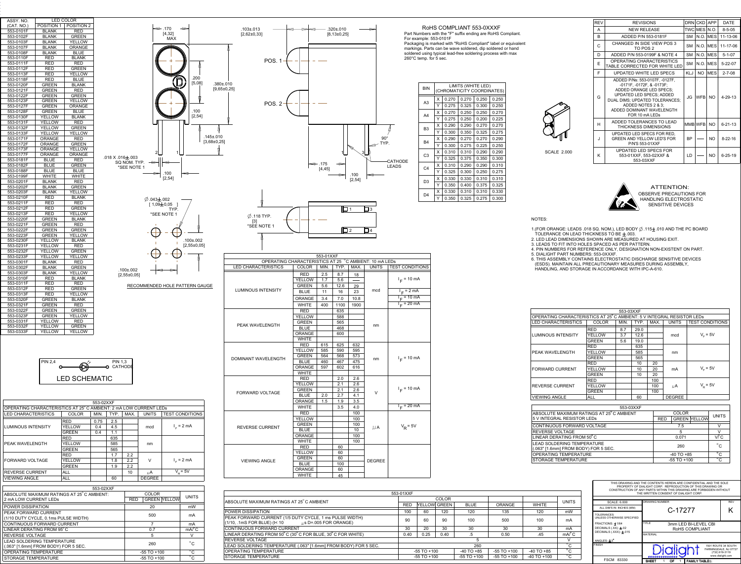| ASSY. NO. (CAT. NO.) | LED COLOR POSITION 1 | POSITION 2 |
|---|---|---|
| 553-0101F | BLANK | RED |
| 553-0102F | BLANK | GREEN |
| 553-0103F | BLANK | YELLOW |
| 553-0107F | BLANK | ORANGE |
| 553-0108F | BLANK | BLUE |
| 553-0110F | RED | BLANK |
| 553-0111F | RED | RED |
| 553-0112F | RED | GREEN |
| 553-0113F | RED | YELLOW |
| 553-0118F | RED | BLUE |
| 553-0120F | GREEN | BLANK |
| 553-0121F | GREEN | RED |
| 553-0122F | GREEN | GREEN |
| 553-0123F | GREEN | YELLOW |
| 553-0127F | GREEN | ORANGE |
| 553-0128F | GREEN | BLUE |
| 553-0130F | YELLOW | BLANK |
| 553-0131F | YELLOW | RED |
| 553-0132F | YELLOW | GREEN |
| 553-0133F | YELLOW | YELLOW |
| 553-0171F | ORANGE | RED |
| 553-0172F | ORANGE | GREEN |
| 553-0173F | ORANGE | YELLOW |
| 553-0177F | ORANGE | ORANGE |
| 553-0181F | BLUE | RED |
| 553-0182F | BLUE | GREEN |
| 553-0188F | BLUE | BLUE |
| 553-0199F | WHITE | WHITE |
| 553-0201F | BLANK | RED |
| 553-0202F | BLANK | GREEN |
| 553-0203F | BLANK | YELLOW |
| 553-0210F | RED | BLANK |
| 553-0211F | RED | RED |
| 553-0212F | RED | GREEN |
| 553-0213F | RED | YELLOW |
| 553-0220F | GREEN | BLANK |
| 553-0221F | GREEN | RED |
| 553-0222F | GREEN | GREEN |
| 553-0223F | GREEN | YELLOW |
| 553-0230F | YELLOW | BLANK |
| 553-0231F | YELLOW | RED |
| 553-0232F | YELLOW | GREEN |
| 553-0233F | YELLOW | YELLOW |
| 553-0301F | BLANK | RED |
| 553-0302F | BLANK | GREEN |
| 553-0303F | BLANK | YELLOW |
| 553-0310F | RED | BLANK |
| 553-0311F | RED | RED |
| 553-0312F | RED | GREEN |
| 553-0313F | RED | YELLOW |
| 553-0320F | GREEN | BLANK |
| 553-0321F | GREEN | RED |
| 553-0322F | GREEN | GREEN |
| 553-0323F | GREEN | YELLOW |
| 553-0331F | YELLOW | RED |
| 553-0332F | YELLOW | GREEN |
| 553-0333F | YELLOW | YELLOW |

.170 [4,32] MAX — .200 [5,08] — .100 [2,54] — .380±.010 [9,65±0,25] — .145±.010 [3,68±0,25] — .018 X .016±.003 SQ NOM. TYP. *SEE NOTE 1 — .100 [2,54]

.103±.013 [2,62±0,33] — .320±.010 [8,13±0,25] — POS. 1 — POS. 2 — 90° TYP. — CATHODE LEADS — .175 [4,45] — .100 [2,54] — Ø.118 TYP. [3] *SEE NOTE 1

Ø.043±.002 [1,09±0,05] TYP. *SEE NOTE 1 — .100±.002 [2,55±0,05] — .100±.002 [2,55±0,05]

RECOMMENDED HOLE PATTERN GAUGE

LED SCHEMATIC: PIN 2,4 — PIN 1,3 CATHODE

## RoHS COMPLIANT 553-0XXXF

Part Numbers with the "F" suffix ending are RoHS Compliant. For example: 553-0101F
Packaging is marked with "RoHS Compliant" label or equivalent markings. Parts can be wave soldered, dip soldered or hand soldered using typical lead-free soldering process with max 260°C temp. for 5 sec.

| BIN | | LIMITS (WHITE LED) (CHROMATICITY COORDINATES) | | | |
|---|---|---|---|---|---|
| A3 | X | 0.270 | 0.270 | 0.250 | 0.250 |
| | Y | 0.275 | 0.325 | 0.300 | 0.250 |
| A4 | X | 0.270 | 0.250 | 0.250 | 0.270 |
| | Y | 0.275 | 0.250 | 0.200 | 0.225 |
| B3 | X | 0.290 | 0.290 | 0.270 | 0.270 |
| | Y | 0.300 | 0.350 | 0.325 | 0.275 |
| B4 | X | 0.290 | 0.270 | 0.270 | 0.290 |
| | Y | 0.300 | 0.275 | 0.225 | 0.250 |
| C3 | X | 0.310 | 0.310 | 0.290 | 0.290 |
| | Y | 0.325 | 0.375 | 0.350 | 0.300 |
| C4 | X | 0.310 | 0.290 | 0.290 | 0.310 |
| | Y | 0.325 | 0.300 | 0.250 | 0.275 |
| D3 | X | 0.330 | 0.330 | 0.310 | 0.310 |
| | Y | 0.350 | 0.400 | 0.375 | 0.325 |
| D4 | X | 0.330 | 0.310 | 0.310 | 0.330 |
| | Y | 0.350 | 0.325 | 0.275 | 0.300 |

SCALE 2.000

| REV | REVISIONS | DRN | CKD | APP | DATE |
|---|---|---|---|---|---|
| A | NEW RELEASE | TWC | MES | N.O. | 8-5-05 |
| B | ADDED P/N 553-0181F | SM | N.O. | MES | 11-13-06 |
| C | CHANGED IN SIDE VIEW POS 3 TO POS 2 | SM | N.O. | MES | 11-17-06 |
| D | ADDED P/N 553-0199F & NOTE 4 | SM | N.O. | MES | 5-1-07 |
| E | OPERATING CHARACTERISTICS TABLE CORRECTED FOR WHITE LED | SM | N.O. | MES | 5-22-07 |
| F | UPDATED WHITE LED SPECS | KLJ | NO | MES | 2-7-08 |
| G | ADDED P/Ns: 553-0107F, -0127F, -0171F, -0172F, & -0173F; ADDED ORANGE LED SPECS; UPDATED LED SPECS; ADDED DUAL DIMS; UPDATED TOLERANCES; ADDED NOTES 2 & 3; ADDED DOMINANT WAVELENGTH FOR 10 mA LEDs | JG | WFB | NO | 4-29-13 |
| H | ADDED TOLERANCES TO LEAD THICKNESS DIMENSIONS | MMB | WFB | NO | 6-21-13 |
| J | UPDATED LED SPECS FOR RED, GREEN AND YELLOW LED'S FOR P/N'S 553-01XXF | BP | — | NO | 8-22-16 |
| K | UPDATED LED SPECS FOR 553-01XXF, 553-02XXF & 553-03XXF | LD | — | NO | 6-25-19 |

ATTENTION: OBSERVE PRECAUTIONS FOR HANDLING ELECTROSTATIC SENSITIVE DEVICES

NOTES:

1. (FOR ORANGE: LEADS .018 SQ. NOM.), LED BODY Ø.115±.010 AND THE PC BOARD TOLERANCE ON LEAD THICKNESS TO BE ±.003.
2. LED LEAD DIMENSIONS SHOWN ARE MEASURED AT HOUSING EXIT.
3. LEADS TO FIT INTO HOLES SPACED AS PER PATTERN.
4. PIN NUMBERS FOR REFERENCE ONLY, DESIGNATION NON-EXISTENT ON PART.
5. DIALIGHT PART NUMBERS: 553-0XXXF.
6. THIS ASSEMBLY CONTAINS ELECTROSTATIC DISCHARGE SENSITIVE DEVICES (ESDS). MAINTAIN ALL PRECAUTIONARY MEASURES DURING ASSEMBLY, HANDLING, AND STORAGE IN ACCORDANCE WITH IPC-A-610.

### 553-01XXF — OPERATING CHARACTERISTICS AT 25°C AMBIENT: 10 mA LEDs

| LED CHARACTERISTICS | COLOR | MIN. | TYP. | MAX. | UNITS | TEST CONDITIONS |
|---|---|---|---|---|---|---|
| LUMINOUS INTENSITY | RED | 2.5 | 8.7 | 18 | mcd | $I_F$ = 10 mA |
| | YELLOW | 1.7 | 5.6 | — | | |
| | GREEN | 5.6 | 12.6 | 29 | | |
| | BLUE | 11 | 16 | 23 | | $I_F$ = 2 mA |
| | ORANGE | 3.4 | 7.0 | 10.8 | | $I_F$ = 10 mA |
| | WHITE | 400 | 1100 | 1900 | | $I_F$ = 20 mA |
| PEAK WAVELENGTH | RED | | 635 | | nm | |
| | YELLOW | | 588 | | | |
| | GREEN | | 565 | | | |
| | BLUE | | 468 | | | |
| | ORANGE | | 600 | | | |
| | WHITE | | | | | |
| DOMINANT WAVELENGTH | RED | 615 | 625 | 632 | nm | $I_F$ = 10 mA |
| | YELLOW | 585 | 590 | 595 | | |
| | GREEN | 564 | 568 | 573 | | |
| | BLUE | 460 | 467 | 475 | | |
| | ORANGE | 597 | 602 | 616 | | |
| | WHITE | | | | | |
| FORWARD VOLTAGE | RED | | 2.0 | 2.6 | V | $I_F$ = 10 mA |
| | YELLOW | | 2.1 | 2.6 | | |
| | GREEN | | 2.1 | 2.6 | | |
| | BLUE | 2.0 | 2.7 | 4.1 | | |
| | ORANGE | 1.5 | 1.9 | 3.5 | | |
| | WHITE | | 3.5 | 4.0 | | $I_F$ = 20 mA |
| REVERSE CURRENT | RED | | | 100 | µA | $V_R$ = 5V |
| | YELLOW | | | 100 | | |
| | GREEN | | | 100 | | |
| | BLUE | | | 10 | | |
| | ORANGE | | | 100 | | |
| | WHITE | | | 100 | | |
| VIEWING ANGLE | RED | | 60 | | DEGREE | |
| | YELLOW | | 60 | | | |
| | GREEN | | 60 | | | |
| | BLUE | | 100 | | | |
| | ORANGE | | 60 | | | |
| | WHITE | | 45 | | | |

### 553-01XXF

| ABSOLUTE MAXIMUM RATINGS AT 25°C AMBIENT | RED | YELLOW | GREEN | BLUE | ORANGE | WHITE | UNITS |
|---|---|---|---|---|---|---|---|
| POWER DISSIPATION | 100 | 60 | 120 | 120 | 135 | 120 | mW |
| PEAK FORWARD CURRENT (1/5 DUTY CYCLE, 1 ms PULSE WIDTH) (1/10, .1mS FOR BLUE) (t< 10 µs D=.005 FOR ORANGE) | 90 | 60 | 90 | 100 | 500 | 100 | mA |
| CONTINUOUS FORWARD CURRENT | 30 | 20 | 30 | 30 | 30 | 30 | mA |
| LINEAR DERATING FROM 50°C (30°C FOR BLUE, 30°C FOR WHITE) | 0.40 | 0.25 | 0.40 | .5 | 0.50 | .45 | mA/°C |
| REVERSE VOLTAGE | 5 | | | | | | V |
| LEAD SOLDERING TEMPERATURE (.063" [1.6mm] FROM BODY) FOR 5 SEC. | 260 | | | | | | °C |
| OPERATING TEMPERATURE | -55 TO +100 | | | -40 TO +85 | -55 TO +100 | -40 TO +85 | °C |
| STORAGE TEMPERATURE | -55 TO +100 | | | -55 TO +100 | -55 TO +100 | -40 TO +100 | °C |

### 553-02XXF — OPERATING CHARACTERISTICS AT 25°C AMBIENT: 2 mA LOW CURRENT LEDs

| LED CHARACTERISTICS | COLOR | MIN. | TYP. | MAX. | UNITS | TEST CONDITIONS |
|---|---|---|---|---|---|---|
| LUMINOUS INTENSITY | RED | 0.75 | 2.5 | | mcd | $I_F$ = 2 mA |
| | YELLOW | 0.4 | 4.5 | | | |
| | GREEN | 0.4 | 1.1 | | | |
| PEAK WAVELENGTH | RED | | 635 | | nm | |
| | YELLOW | | 585 | | | |
| | GREEN | | 565 | | | |
| FORWARD VOLTAGE | RED | | 1.7 | 2.2 | V | $I_F$ = 2 mA |
| | YELLOW | | 1.8 | 2.2 | | |
| | GREEN | | 1.9 | 2.2 | | |
| REVERSE CURRENT | ALL | | | 10 | µA | $V_R$ = 5V |
| VIEWING ANGLE | ALL | | 60 | | DEGREE | |

### 553-02XXF

| ABSOLUTE MAXIMUM RATINGS AT 25°C AMBIENT: 2 mA LOW CURRENT LEDs | RED | GREEN | YELLOW | UNITS |
|---|---|---|---|---|
| POWER DISSIPATION | 20 | | | mW |
| PEAK FORWARD CURRENT (1/10 DUTY CYCLE, 0.1ms PULSE WIDTH) | 500 | | | mA |
| CONTINUOUS FORWARD CURRENT | 7 | | | mA |
| LINEAR DERATING FROM 95°C | 0.7 | | | mA/°C |
| REVERSE VOLTAGE | 5 | | | V |
| LEAD SOLDERING TEMPERATURE (.063" [1.6mm] FROM BODY) FOR 5 SEC. | 260 | | | °C |
| OPERATING TEMPERATURE | -55 TO +100 | | | °C |
| STORAGE TEMPERATURE | -55 TO +100 | | | °C |

### 553-03XXF — OPERATING CHARACTERISTICS AT 25°C AMBIENT: 5 V INTEGRAL RESISTOR LEDs

| LED CHARACTERISTICS | COLOR | MIN. | TYP. | MAX. | UNITS | TEST CONDITIONS |
|---|---|---|---|---|---|---|
| LUMINOUS INTENSITY | RED | 8.7 | 29.0 | | mcd | $V_F$ = 5V |
| | YELLOW | 3.7 | 12.6 | | | |
| | GREEN | 5.6 | 19.0 | | | |
| PEAK WAVELENGTH | RED | | 635 | | nm | |
| | YELLOW | | 585 | | | |
| | GREEN | | 565 | | | |
| FORWARD CURRENT | RED | | 10 | 20 | mA | $V_F$ = 5V |
| | YELLOW | | 10 | 20 | | |
| | GREEN | | 10 | 20 | | |
| REVERSE CURRENT | RED | | | 100 | µA | $V_R$ = 5V |
| | YELLOW | | | 100 | | |
| | GREEN | | | 100 | | |
| VIEWING ANGLE | ALL | | 60 | | DEGREE | |

### 553-03XXF

| ABSOLUTE MAXIMUM RATINGS AT 25°C AMBIENT 5 V INTEGRAL RESISTOR LEDs | RED | GREEN | YELLOW | UNITS |
|---|---|---|---|---|
| CONTINUOUS FORWARD VOLTAGE | 7.5 | | | V |
| REVERSE VOLTAGE | 5 | | | V |
| LINEAR DERATING FROM 50°C | 0.071 | | | V/°C |
| LEAD SOLDERING TEMPERATURE (.063" [1.6mm] FROM BODY) FOR 5 SEC. | 260 | | | °C |
| OPERATING TEMPERATURE | -40 TO +85 | | | °C |
| STORAGE TEMPERATURE | -55 TO +100 | | | °C |

THIS DRAWING AND THE CONTENTS HEREIN ARE CONFIDENTIAL AND THE SOLE PROPERTY OF DIALIGHT CORP. REPRODUCTION OF THIS DRAWING OR CONSTRUCTION OF ANY PARTS WITHIN THIS DRAWING ARE FORBIDDEN WITHOUT THE WRITTEN CONSENT OF DIALIGHT CORP.

SCALE: 6.000 — ALL DIM'S IN: INCHES (MM) — DRAWING NUMBER: C-17277 — REV: K

TOLERANCES UNLESS OTHERWISE SPECIFIED: FRACTIONS: ±1/64; DECIMALS (.XX): ±.02; DECIMALS (.XXX): ±.015; ANGLES: ±3°

TITLE: 3mm LED BI-LEVEL CBI RoHS COMPLIANT

MATERIAL: — FINISH: —

Dialight — 1501 ROUTE 34 SOUTH, FARMINGDALE, NJ 07727, (732) 919-3119, www.dialight.com

FSCM 83330 — SHEET 1 OF 1 — FAMILY TABLES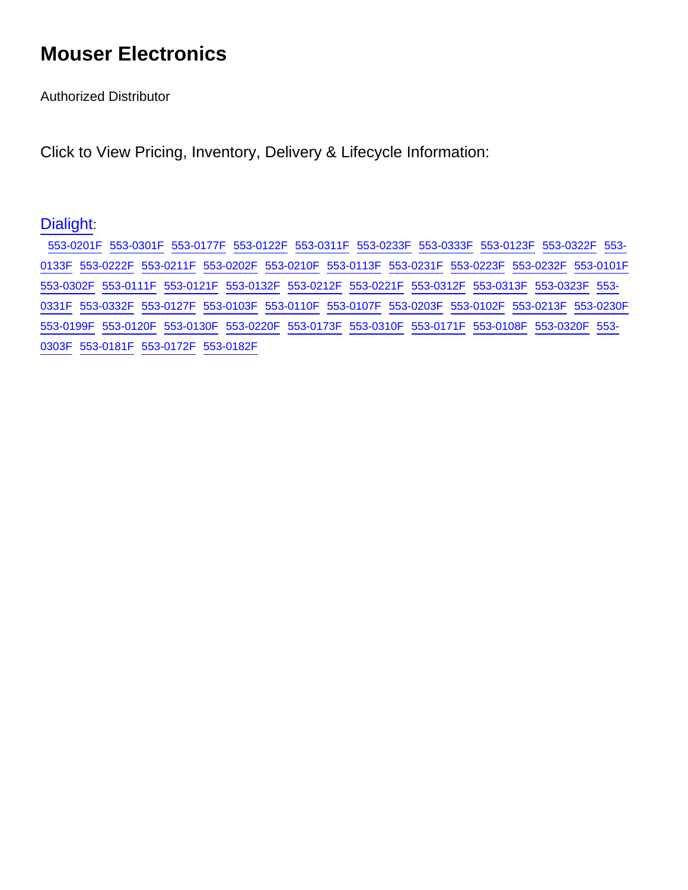# Mouser Electronics

Authorized Distributor

Click to View Pricing, Inventory, Delivery & Lifecycle Information:

Dialight:

553-0201F 553-0301F 553-0177F 553-0122F 553-0311F 553-0233F 553-0333F 553-0123F 553-0322F 553-0133F 553-0222F 553-0211F 553-0202F 553-0210F 553-0113F 553-0231F 553-0223F 553-0232F 553-0101F 553-0302F 553-0111F 553-0121F 553-0132F 553-0212F 553-0221F 553-0312F 553-0313F 553-0323F 553-0331F 553-0332F 553-0127F 553-0103F 553-0110F 553-0107F 553-0203F 553-0102F 553-0213F 553-0230F 553-0199F 553-0120F 553-0130F 553-0220F 553-0173F 553-0310F 553-0171F 553-0108F 553-0320F 553-0303F 553-0181F 553-0172F 553-0182F